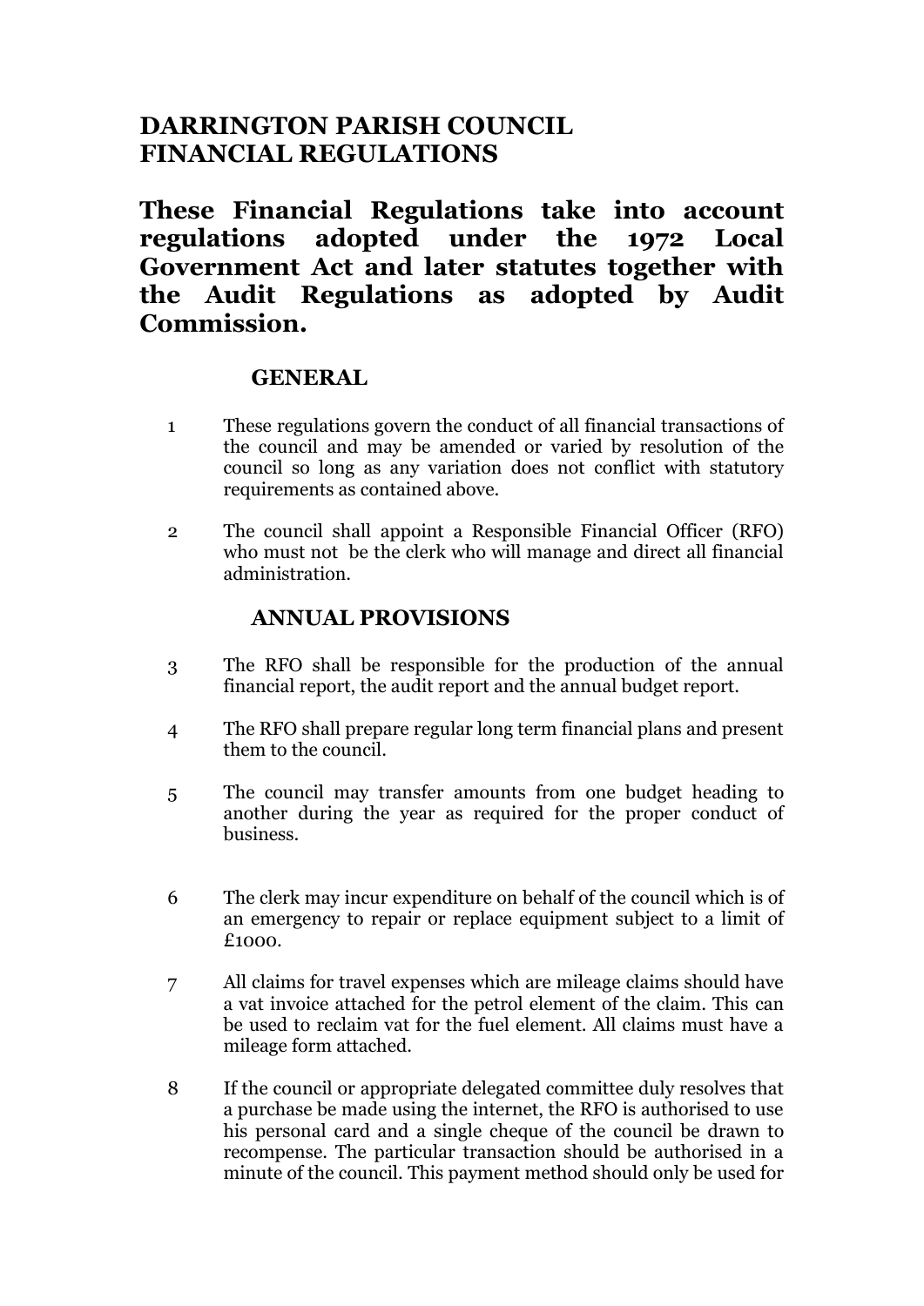# DARRINGTON PARISH COUNCIL
# FINANCIAL REGULATIONS

## These Financial Regulations take into account regulations adopted under the 1972 Local Government Act and later statutes together with the Audit Regulations as adopted by Audit Commission.

### GENERAL

1 These regulations govern the conduct of all financial transactions of the council and may be amended or varied by resolution of the council so long as any variation does not conflict with statutory requirements as contained above.

2 The council shall appoint a Responsible Financial Officer (RFO) who must not be the clerk who will manage and direct all financial administration.

### ANNUAL PROVISIONS

3 The RFO shall be responsible for the production of the annual financial report, the audit report and the annual budget report.

4 The RFO shall prepare regular long term financial plans and present them to the council.

5 The council may transfer amounts from one budget heading to another during the year as required for the proper conduct of business.

6 The clerk may incur expenditure on behalf of the council which is of an emergency to repair or replace equipment subject to a limit of £1000.

7 All claims for travel expenses which are mileage claims should have a vat invoice attached for the petrol element of the claim. This can be used to reclaim vat for the fuel element. All claims must have a mileage form attached.

8 If the council or appropriate delegated committee duly resolves that a purchase be made using the internet, the RFO is authorised to use his personal card and a single cheque of the council be drawn to recompense. The particular transaction should be authorised in a minute of the council. This payment method should only be used for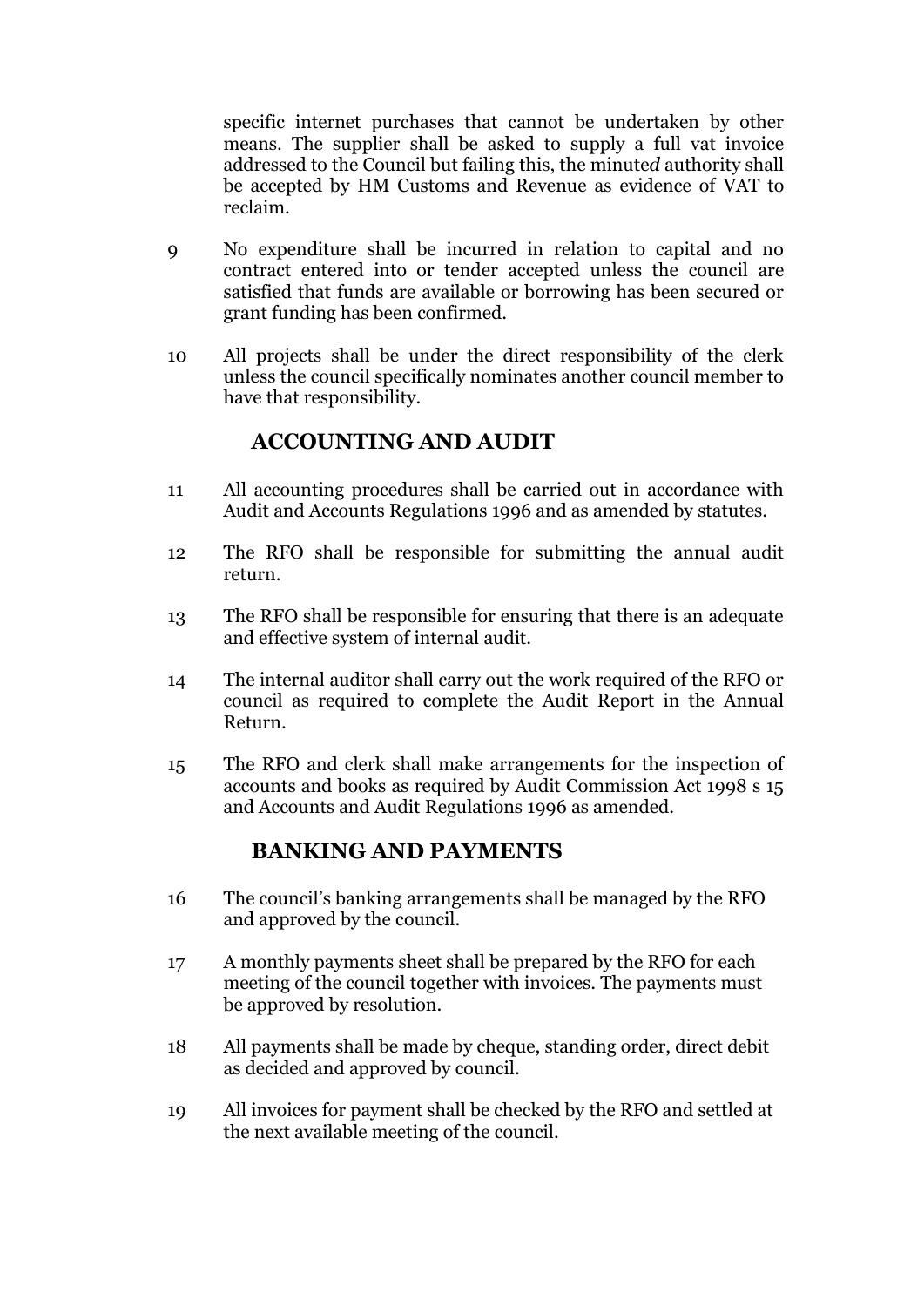specific internet purchases that cannot be undertaken by other means. The supplier shall be asked to supply a full vat invoice addressed to the Council but failing this, the minute*d* authority shall be accepted by HM Customs and Revenue as evidence of VAT to reclaim.

9 No expenditure shall be incurred in relation to capital and no contract entered into or tender accepted unless the council are satisfied that funds are available or borrowing has been secured or grant funding has been confirmed.

10 All projects shall be under the direct responsibility of the clerk unless the council specifically nominates another council member to have that responsibility.

## ACCOUNTING AND AUDIT

11 All accounting procedures shall be carried out in accordance with Audit and Accounts Regulations 1996 and as amended by statutes.

12 The RFO shall be responsible for submitting the annual audit return.

13 The RFO shall be responsible for ensuring that there is an adequate and effective system of internal audit.

14 The internal auditor shall carry out the work required of the RFO or council as required to complete the Audit Report in the Annual Return.

15 The RFO and clerk shall make arrangements for the inspection of accounts and books as required by Audit Commission Act 1998 s 15 and Accounts and Audit Regulations 1996 as amended.

## BANKING AND PAYMENTS

16 The council's banking arrangements shall be managed by the RFO and approved by the council.

17 A monthly payments sheet shall be prepared by the RFO for each meeting of the council together with invoices. The payments must be approved by resolution.

18 All payments shall be made by cheque, standing order, direct debit as decided and approved by council.

19 All invoices for payment shall be checked by the RFO and settled at the next available meeting of the council.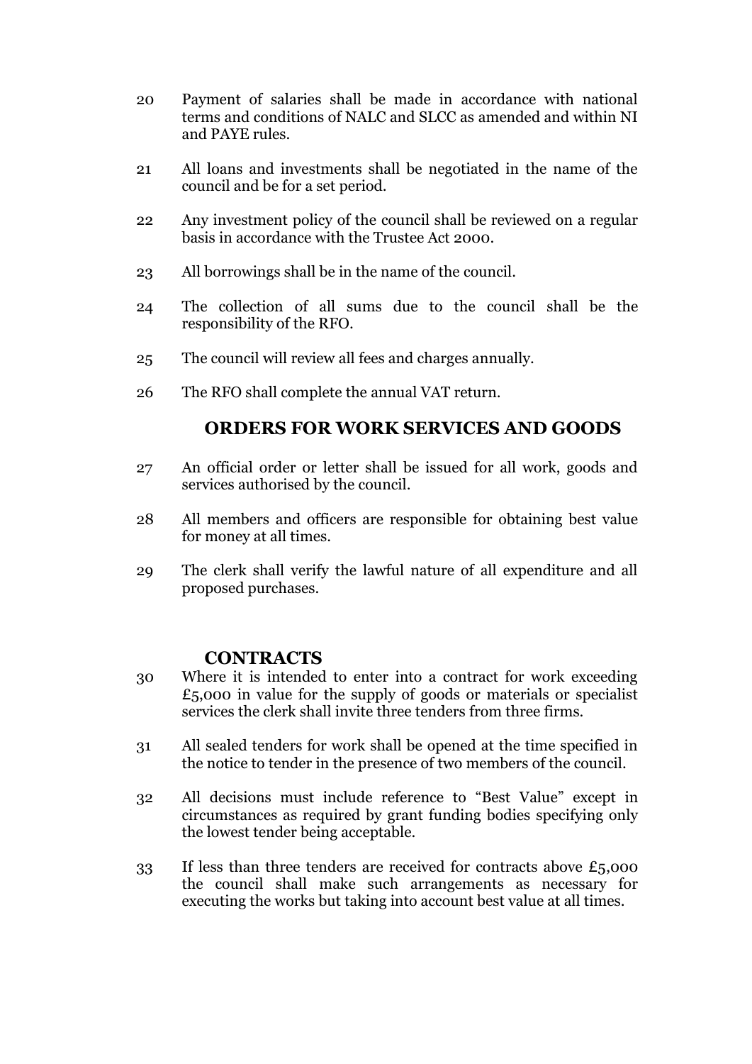20 Payment of salaries shall be made in accordance with national terms and conditions of NALC and SLCC as amended and within NI and PAYE rules.

21 All loans and investments shall be negotiated in the name of the council and be for a set period.

22 Any investment policy of the council shall be reviewed on a regular basis in accordance with the Trustee Act 2000.

23 All borrowings shall be in the name of the council.

24 The collection of all sums due to the council shall be the responsibility of the RFO.

25 The council will review all fees and charges annually.

26 The RFO shall complete the annual VAT return.

## ORDERS FOR WORK SERVICES AND GOODS

27 An official order or letter shall be issued for all work, goods and services authorised by the council.

28 All members and officers are responsible for obtaining best value for money at all times.

29 The clerk shall verify the lawful nature of all expenditure and all proposed purchases.

## CONTRACTS

30 Where it is intended to enter into a contract for work exceeding £5,000 in value for the supply of goods or materials or specialist services the clerk shall invite three tenders from three firms.

31 All sealed tenders for work shall be opened at the time specified in the notice to tender in the presence of two members of the council.

32 All decisions must include reference to "Best Value" except in circumstances as required by grant funding bodies specifying only the lowest tender being acceptable.

33 If less than three tenders are received for contracts above £5,000 the council shall make such arrangements as necessary for executing the works but taking into account best value at all times.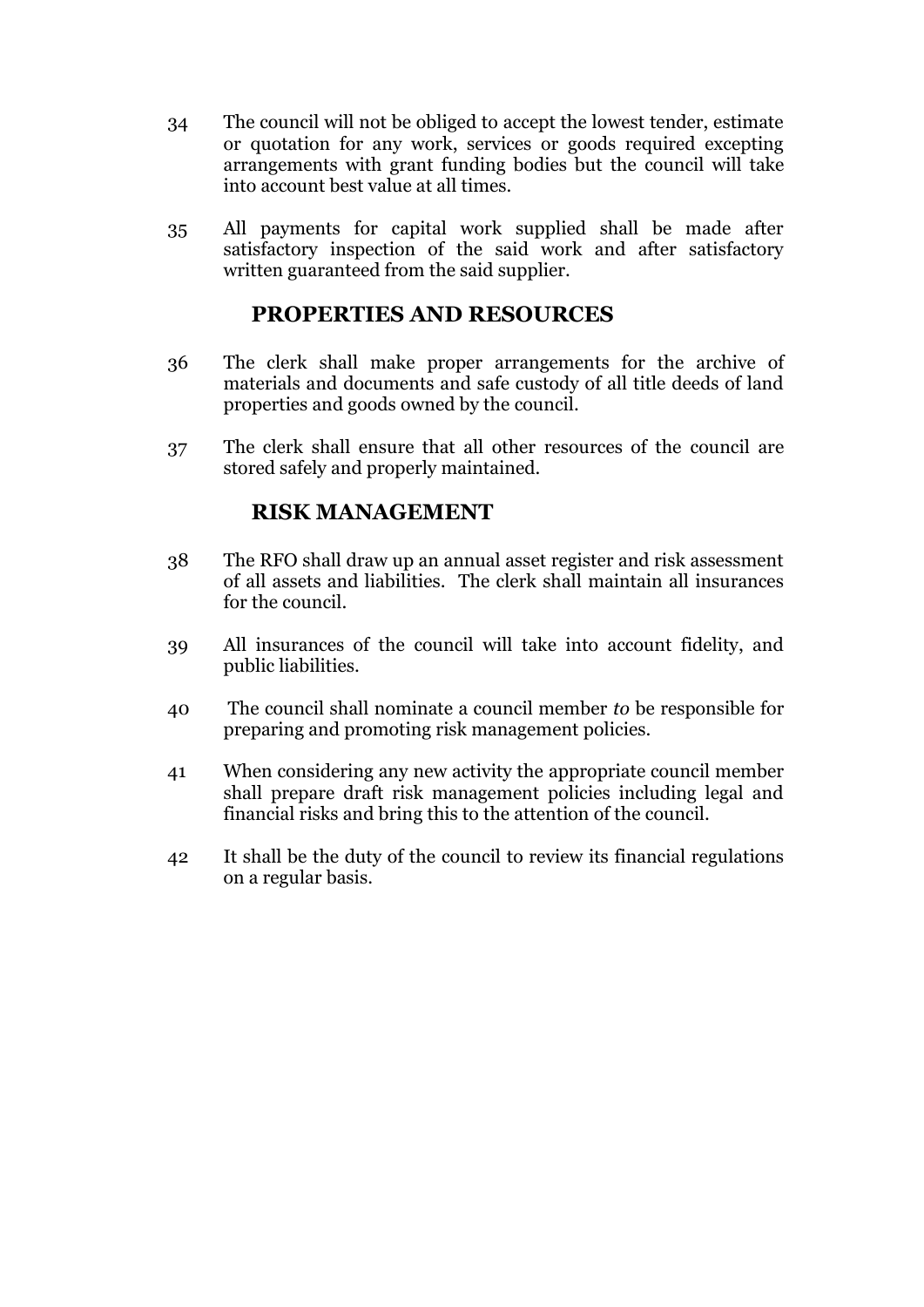34 The council will not be obliged to accept the lowest tender, estimate or quotation for any work, services or goods required excepting arrangements with grant funding bodies but the council will take into account best value at all times.

35 All payments for capital work supplied shall be made after satisfactory inspection of the said work and after satisfactory written guaranteed from the said supplier.

## PROPERTIES AND RESOURCES

36 The clerk shall make proper arrangements for the archive of materials and documents and safe custody of all title deeds of land properties and goods owned by the council.

37 The clerk shall ensure that all other resources of the council are stored safely and properly maintained.

## RISK MANAGEMENT

38 The RFO shall draw up an annual asset register and risk assessment of all assets and liabilities. The clerk shall maintain all insurances for the council.

39 All insurances of the council will take into account fidelity, and public liabilities.

40 The council shall nominate a council member *to* be responsible for preparing and promoting risk management policies.

41 When considering any new activity the appropriate council member shall prepare draft risk management policies including legal and financial risks and bring this to the attention of the council.

42 It shall be the duty of the council to review its financial regulations on a regular basis.